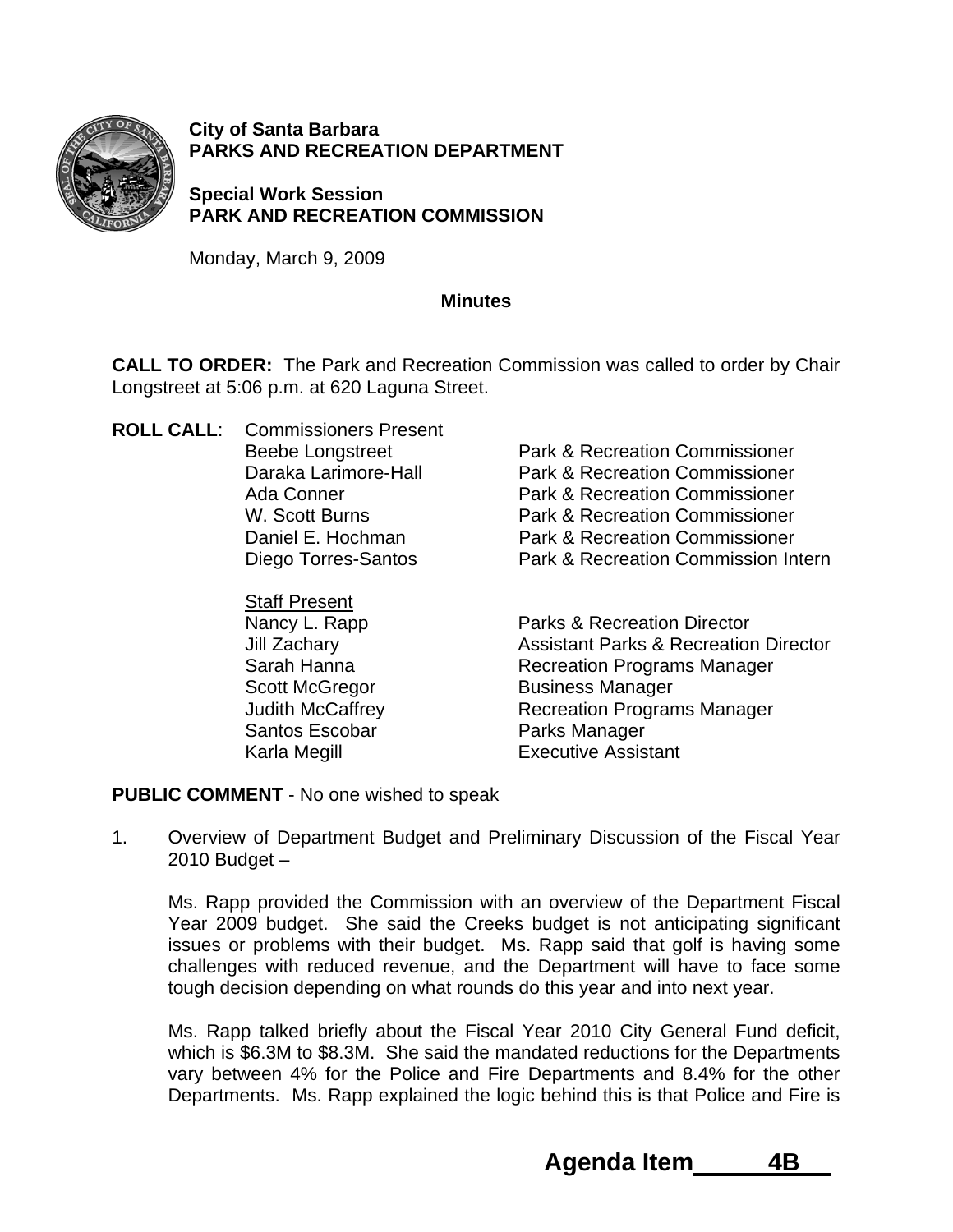**City of Santa Barbara**
**PARKS AND RECREATION DEPARTMENT**

**Special Work Session**
**PARK AND RECREATION COMMISSION**

Monday, March 9, 2009

**Minutes**

**CALL TO ORDER:** The Park and Recreation Commission was called to order by Chair Longstreet at 5:06 p.m. at 620 Laguna Street.

**ROLL CALL**:

Commissioners Present

| | |
|---|---|
| Beebe Longstreet | Park & Recreation Commissioner |
| Daraka Larimore-Hall | Park & Recreation Commissioner |
| Ada Conner | Park & Recreation Commissioner |
| W. Scott Burns | Park & Recreation Commissioner |
| Daniel E. Hochman | Park & Recreation Commissioner |
| Diego Torres-Santos | Park & Recreation Commission Intern |

Staff Present

| | |
|---|---|
| Nancy L. Rapp | Parks & Recreation Director |
| Jill Zachary | Assistant Parks & Recreation Director |
| Sarah Hanna | Recreation Programs Manager |
| Scott McGregor | Business Manager |
| Judith McCaffrey | Recreation Programs Manager |
| Santos Escobar | Parks Manager |
| Karla Megill | Executive Assistant |

**PUBLIC COMMENT** - No one wished to speak

1. Overview of Department Budget and Preliminary Discussion of the Fiscal Year 2010 Budget –

   Ms. Rapp provided the Commission with an overview of the Department Fiscal Year 2009 budget. She said the Creeks budget is not anticipating significant issues or problems with their budget. Ms. Rapp said that golf is having some challenges with reduced revenue, and the Department will have to face some tough decision depending on what rounds do this year and into next year.

   Ms. Rapp talked briefly about the Fiscal Year 2010 City General Fund deficit, which is $6.3M to $8.3M. She said the mandated reductions for the Departments vary between 4% for the Police and Fire Departments and 8.4% for the other Departments. Ms. Rapp explained the logic behind this is that Police and Fire is

**Agenda Item 4B**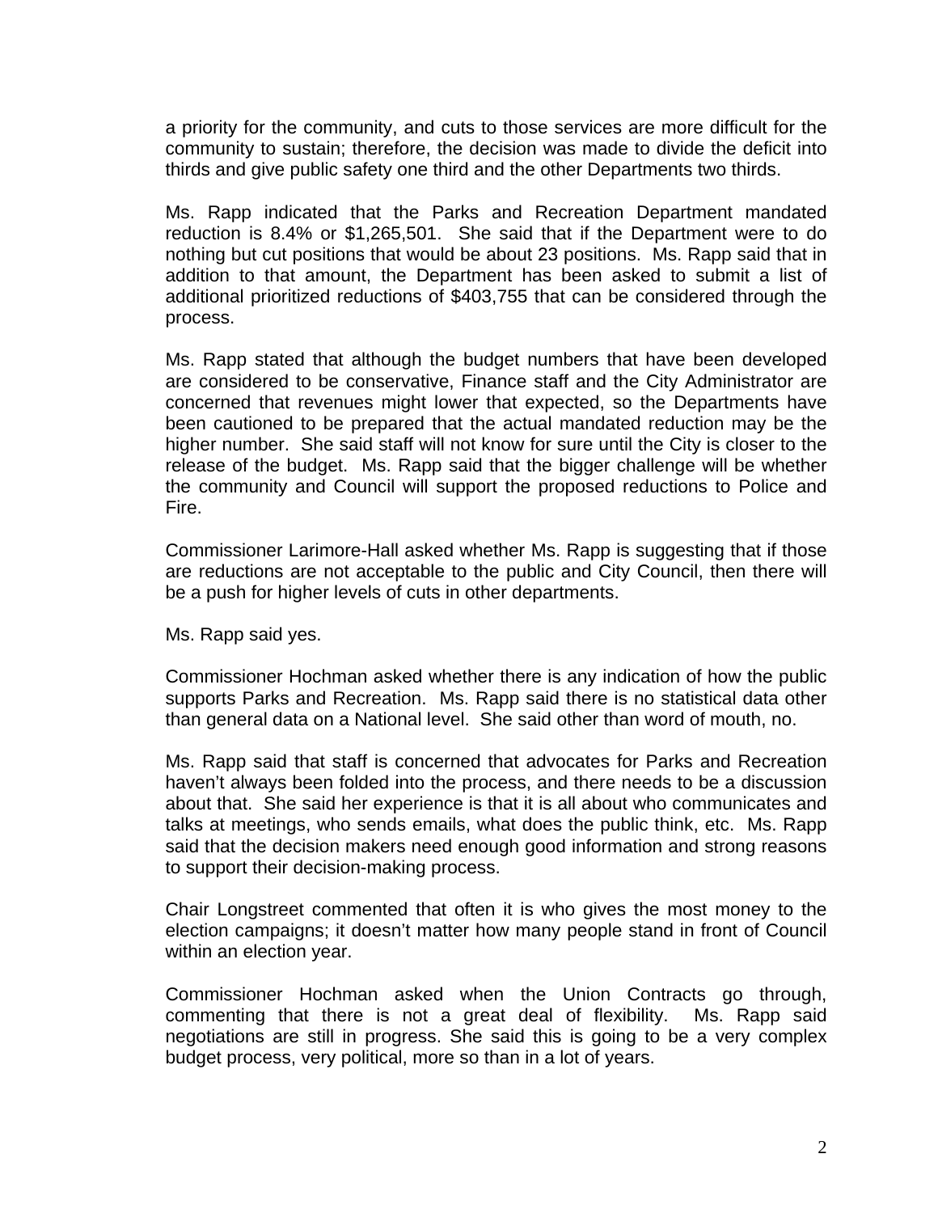a priority for the community, and cuts to those services are more difficult for the community to sustain; therefore, the decision was made to divide the deficit into thirds and give public safety one third and the other Departments two thirds.

Ms. Rapp indicated that the Parks and Recreation Department mandated reduction is 8.4% or $1,265,501. She said that if the Department were to do nothing but cut positions that would be about 23 positions. Ms. Rapp said that in addition to that amount, the Department has been asked to submit a list of additional prioritized reductions of $403,755 that can be considered through the process.

Ms. Rapp stated that although the budget numbers that have been developed are considered to be conservative, Finance staff and the City Administrator are concerned that revenues might lower that expected, so the Departments have been cautioned to be prepared that the actual mandated reduction may be the higher number. She said staff will not know for sure until the City is closer to the release of the budget. Ms. Rapp said that the bigger challenge will be whether the community and Council will support the proposed reductions to Police and Fire.

Commissioner Larimore-Hall asked whether Ms. Rapp is suggesting that if those are reductions are not acceptable to the public and City Council, then there will be a push for higher levels of cuts in other departments.

Ms. Rapp said yes.

Commissioner Hochman asked whether there is any indication of how the public supports Parks and Recreation. Ms. Rapp said there is no statistical data other than general data on a National level. She said other than word of mouth, no.

Ms. Rapp said that staff is concerned that advocates for Parks and Recreation haven't always been folded into the process, and there needs to be a discussion about that. She said her experience is that it is all about who communicates and talks at meetings, who sends emails, what does the public think, etc. Ms. Rapp said that the decision makers need enough good information and strong reasons to support their decision-making process.

Chair Longstreet commented that often it is who gives the most money to the election campaigns; it doesn't matter how many people stand in front of Council within an election year.

Commissioner Hochman asked when the Union Contracts go through, commenting that there is not a great deal of flexibility. Ms. Rapp said negotiations are still in progress. She said this is going to be a very complex budget process, very political, more so than in a lot of years.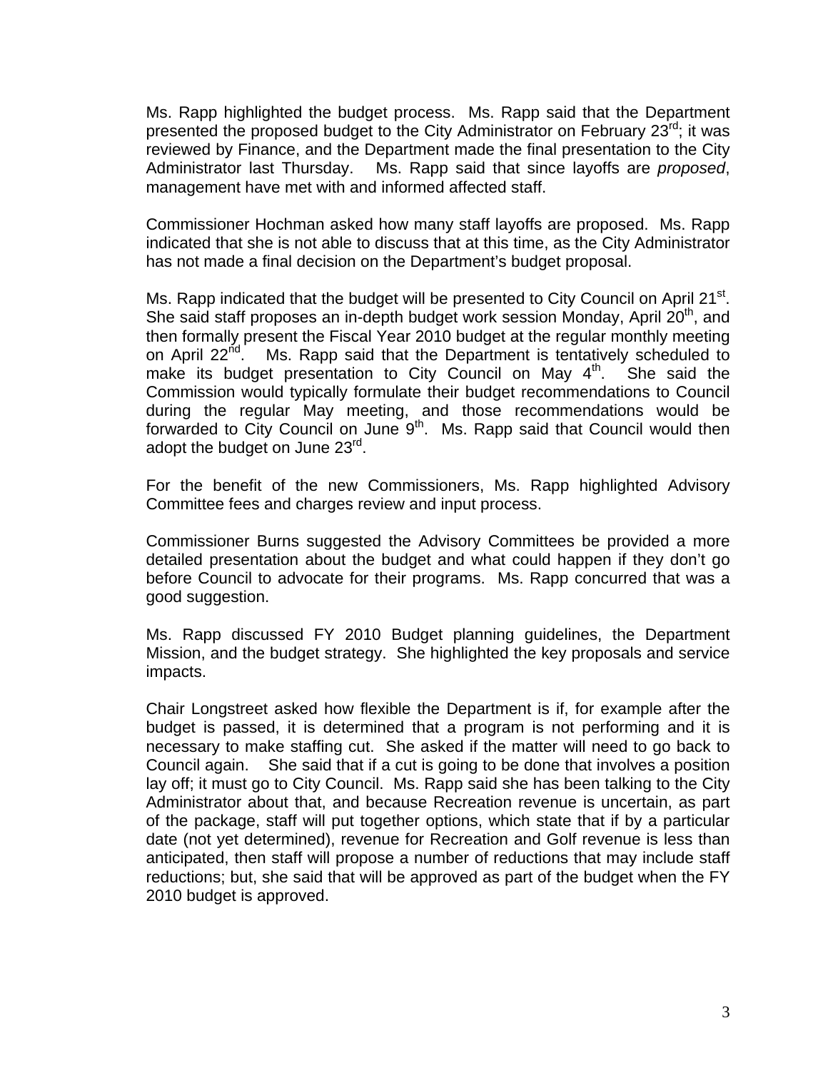Ms. Rapp highlighted the budget process. Ms. Rapp said that the Department presented the proposed budget to the City Administrator on February 23rd; it was reviewed by Finance, and the Department made the final presentation to the City Administrator last Thursday. Ms. Rapp said that since layoffs are *proposed*, management have met with and informed affected staff.

Commissioner Hochman asked how many staff layoffs are proposed. Ms. Rapp indicated that she is not able to discuss that at this time, as the City Administrator has not made a final decision on the Department's budget proposal.

Ms. Rapp indicated that the budget will be presented to City Council on April 21st. She said staff proposes an in-depth budget work session Monday, April 20th, and then formally present the Fiscal Year 2010 budget at the regular monthly meeting on April 22nd. Ms. Rapp said that the Department is tentatively scheduled to make its budget presentation to City Council on May 4th. She said the Commission would typically formulate their budget recommendations to Council during the regular May meeting, and those recommendations would be forwarded to City Council on June 9th. Ms. Rapp said that Council would then adopt the budget on June 23rd.

For the benefit of the new Commissioners, Ms. Rapp highlighted Advisory Committee fees and charges review and input process.

Commissioner Burns suggested the Advisory Committees be provided a more detailed presentation about the budget and what could happen if they don't go before Council to advocate for their programs. Ms. Rapp concurred that was a good suggestion.

Ms. Rapp discussed FY 2010 Budget planning guidelines, the Department Mission, and the budget strategy. She highlighted the key proposals and service impacts.

Chair Longstreet asked how flexible the Department is if, for example after the budget is passed, it is determined that a program is not performing and it is necessary to make staffing cut. She asked if the matter will need to go back to Council again. She said that if a cut is going to be done that involves a position lay off; it must go to City Council. Ms. Rapp said she has been talking to the City Administrator about that, and because Recreation revenue is uncertain, as part of the package, staff will put together options, which state that if by a particular date (not yet determined), revenue for Recreation and Golf revenue is less than anticipated, then staff will propose a number of reductions that may include staff reductions; but, she said that will be approved as part of the budget when the FY 2010 budget is approved.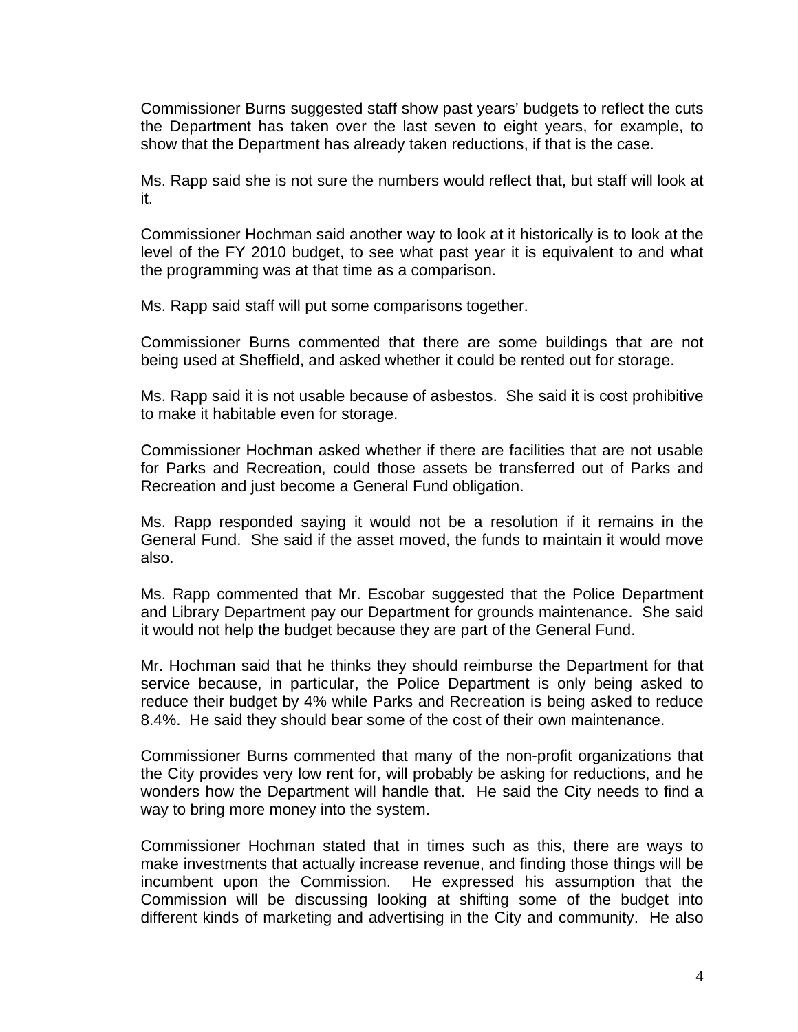Commissioner Burns suggested staff show past years' budgets to reflect the cuts the Department has taken over the last seven to eight years, for example, to show that the Department has already taken reductions, if that is the case.

Ms. Rapp said she is not sure the numbers would reflect that, but staff will look at it.

Commissioner Hochman said another way to look at it historically is to look at the level of the FY 2010 budget, to see what past year it is equivalent to and what the programming was at that time as a comparison.

Ms. Rapp said staff will put some comparisons together.

Commissioner Burns commented that there are some buildings that are not being used at Sheffield, and asked whether it could be rented out for storage.

Ms. Rapp said it is not usable because of asbestos. She said it is cost prohibitive to make it habitable even for storage.

Commissioner Hochman asked whether if there are facilities that are not usable for Parks and Recreation, could those assets be transferred out of Parks and Recreation and just become a General Fund obligation.

Ms. Rapp responded saying it would not be a resolution if it remains in the General Fund. She said if the asset moved, the funds to maintain it would move also.

Ms. Rapp commented that Mr. Escobar suggested that the Police Department and Library Department pay our Department for grounds maintenance. She said it would not help the budget because they are part of the General Fund.

Mr. Hochman said that he thinks they should reimburse the Department for that service because, in particular, the Police Department is only being asked to reduce their budget by 4% while Parks and Recreation is being asked to reduce 8.4%. He said they should bear some of the cost of their own maintenance.

Commissioner Burns commented that many of the non-profit organizations that the City provides very low rent for, will probably be asking for reductions, and he wonders how the Department will handle that. He said the City needs to find a way to bring more money into the system.

Commissioner Hochman stated that in times such as this, there are ways to make investments that actually increase revenue, and finding those things will be incumbent upon the Commission. He expressed his assumption that the Commission will be discussing looking at shifting some of the budget into different kinds of marketing and advertising in the City and community. He also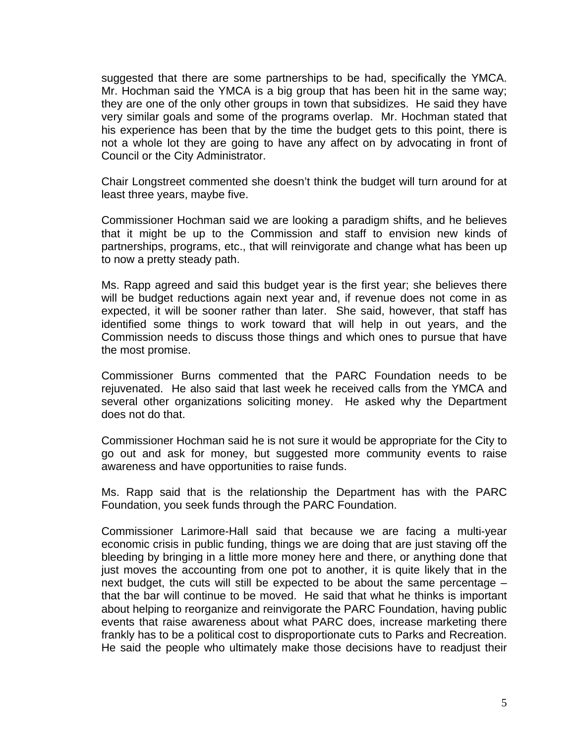suggested that there are some partnerships to be had, specifically the YMCA. Mr. Hochman said the YMCA is a big group that has been hit in the same way; they are one of the only other groups in town that subsidizes. He said they have very similar goals and some of the programs overlap. Mr. Hochman stated that his experience has been that by the time the budget gets to this point, there is not a whole lot they are going to have any affect on by advocating in front of Council or the City Administrator.

Chair Longstreet commented she doesn't think the budget will turn around for at least three years, maybe five.

Commissioner Hochman said we are looking a paradigm shifts, and he believes that it might be up to the Commission and staff to envision new kinds of partnerships, programs, etc., that will reinvigorate and change what has been up to now a pretty steady path.

Ms. Rapp agreed and said this budget year is the first year; she believes there will be budget reductions again next year and, if revenue does not come in as expected, it will be sooner rather than later. She said, however, that staff has identified some things to work toward that will help in out years, and the Commission needs to discuss those things and which ones to pursue that have the most promise.

Commissioner Burns commented that the PARC Foundation needs to be rejuvenated. He also said that last week he received calls from the YMCA and several other organizations soliciting money. He asked why the Department does not do that.

Commissioner Hochman said he is not sure it would be appropriate for the City to go out and ask for money, but suggested more community events to raise awareness and have opportunities to raise funds.

Ms. Rapp said that is the relationship the Department has with the PARC Foundation, you seek funds through the PARC Foundation.

Commissioner Larimore-Hall said that because we are facing a multi-year economic crisis in public funding, things we are doing that are just staving off the bleeding by bringing in a little more money here and there, or anything done that just moves the accounting from one pot to another, it is quite likely that in the next budget, the cuts will still be expected to be about the same percentage – that the bar will continue to be moved. He said that what he thinks is important about helping to reorganize and reinvigorate the PARC Foundation, having public events that raise awareness about what PARC does, increase marketing there frankly has to be a political cost to disproportionate cuts to Parks and Recreation. He said the people who ultimately make those decisions have to readjust their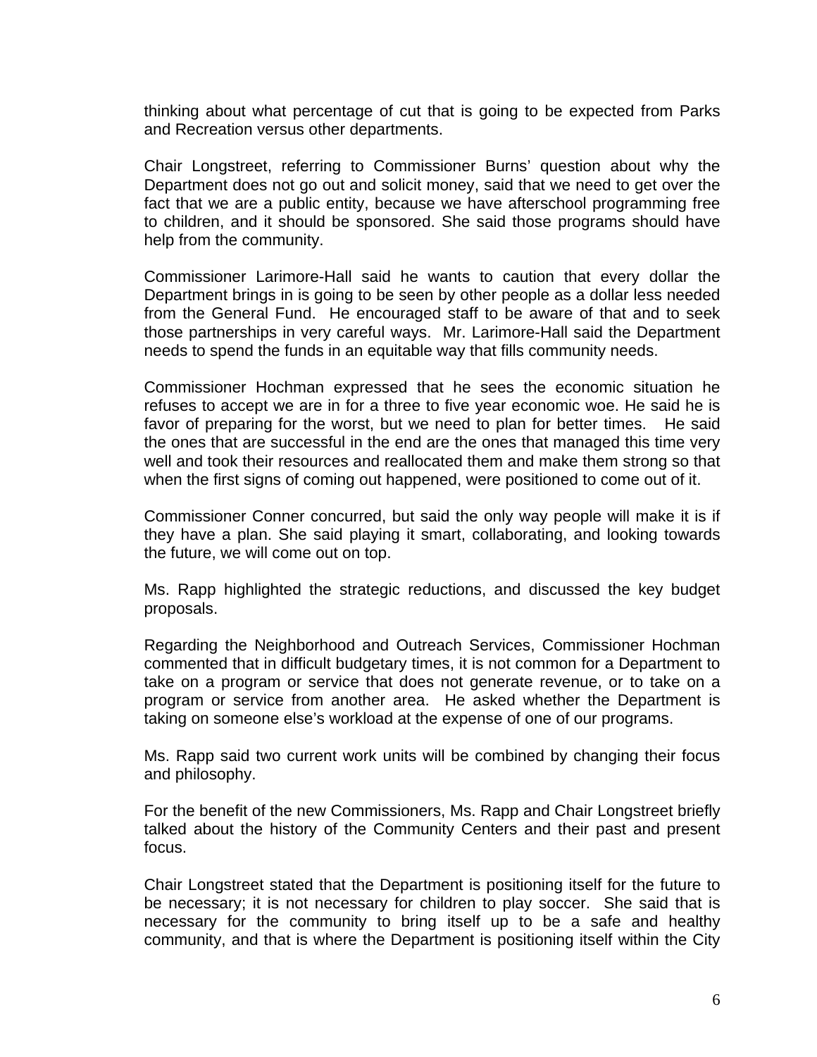thinking about what percentage of cut that is going to be expected from Parks and Recreation versus other departments.

Chair Longstreet, referring to Commissioner Burns' question about why the Department does not go out and solicit money, said that we need to get over the fact that we are a public entity, because we have afterschool programming free to children, and it should be sponsored. She said those programs should have help from the community.

Commissioner Larimore-Hall said he wants to caution that every dollar the Department brings in is going to be seen by other people as a dollar less needed from the General Fund. He encouraged staff to be aware of that and to seek those partnerships in very careful ways. Mr. Larimore-Hall said the Department needs to spend the funds in an equitable way that fills community needs.

Commissioner Hochman expressed that he sees the economic situation he refuses to accept we are in for a three to five year economic woe. He said he is favor of preparing for the worst, but we need to plan for better times. He said the ones that are successful in the end are the ones that managed this time very well and took their resources and reallocated them and make them strong so that when the first signs of coming out happened, were positioned to come out of it.

Commissioner Conner concurred, but said the only way people will make it is if they have a plan. She said playing it smart, collaborating, and looking towards the future, we will come out on top.

Ms. Rapp highlighted the strategic reductions, and discussed the key budget proposals.

Regarding the Neighborhood and Outreach Services, Commissioner Hochman commented that in difficult budgetary times, it is not common for a Department to take on a program or service that does not generate revenue, or to take on a program or service from another area. He asked whether the Department is taking on someone else's workload at the expense of one of our programs.

Ms. Rapp said two current work units will be combined by changing their focus and philosophy.

For the benefit of the new Commissioners, Ms. Rapp and Chair Longstreet briefly talked about the history of the Community Centers and their past and present focus.

Chair Longstreet stated that the Department is positioning itself for the future to be necessary; it is not necessary for children to play soccer. She said that is necessary for the community to bring itself up to be a safe and healthy community, and that is where the Department is positioning itself within the City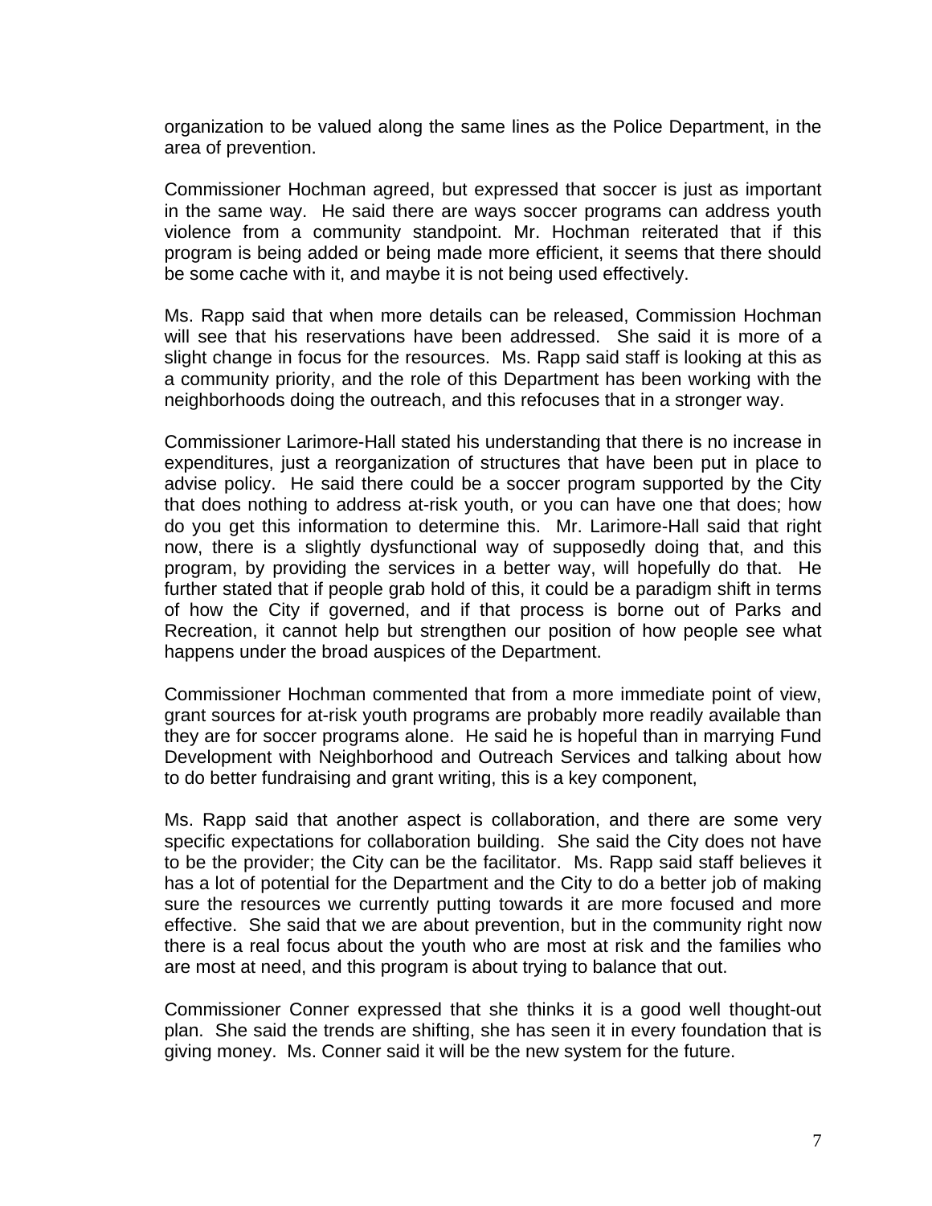organization to be valued along the same lines as the Police Department, in the area of prevention.

Commissioner Hochman agreed, but expressed that soccer is just as important in the same way. He said there are ways soccer programs can address youth violence from a community standpoint. Mr. Hochman reiterated that if this program is being added or being made more efficient, it seems that there should be some cache with it, and maybe it is not being used effectively.

Ms. Rapp said that when more details can be released, Commission Hochman will see that his reservations have been addressed. She said it is more of a slight change in focus for the resources. Ms. Rapp said staff is looking at this as a community priority, and the role of this Department has been working with the neighborhoods doing the outreach, and this refocuses that in a stronger way.

Commissioner Larimore-Hall stated his understanding that there is no increase in expenditures, just a reorganization of structures that have been put in place to advise policy. He said there could be a soccer program supported by the City that does nothing to address at-risk youth, or you can have one that does; how do you get this information to determine this. Mr. Larimore-Hall said that right now, there is a slightly dysfunctional way of supposedly doing that, and this program, by providing the services in a better way, will hopefully do that. He further stated that if people grab hold of this, it could be a paradigm shift in terms of how the City if governed, and if that process is borne out of Parks and Recreation, it cannot help but strengthen our position of how people see what happens under the broad auspices of the Department.

Commissioner Hochman commented that from a more immediate point of view, grant sources for at-risk youth programs are probably more readily available than they are for soccer programs alone. He said he is hopeful than in marrying Fund Development with Neighborhood and Outreach Services and talking about how to do better fundraising and grant writing, this is a key component,

Ms. Rapp said that another aspect is collaboration, and there are some very specific expectations for collaboration building. She said the City does not have to be the provider; the City can be the facilitator. Ms. Rapp said staff believes it has a lot of potential for the Department and the City to do a better job of making sure the resources we currently putting towards it are more focused and more effective. She said that we are about prevention, but in the community right now there is a real focus about the youth who are most at risk and the families who are most at need, and this program is about trying to balance that out.

Commissioner Conner expressed that she thinks it is a good well thought-out plan. She said the trends are shifting, she has seen it in every foundation that is giving money. Ms. Conner said it will be the new system for the future.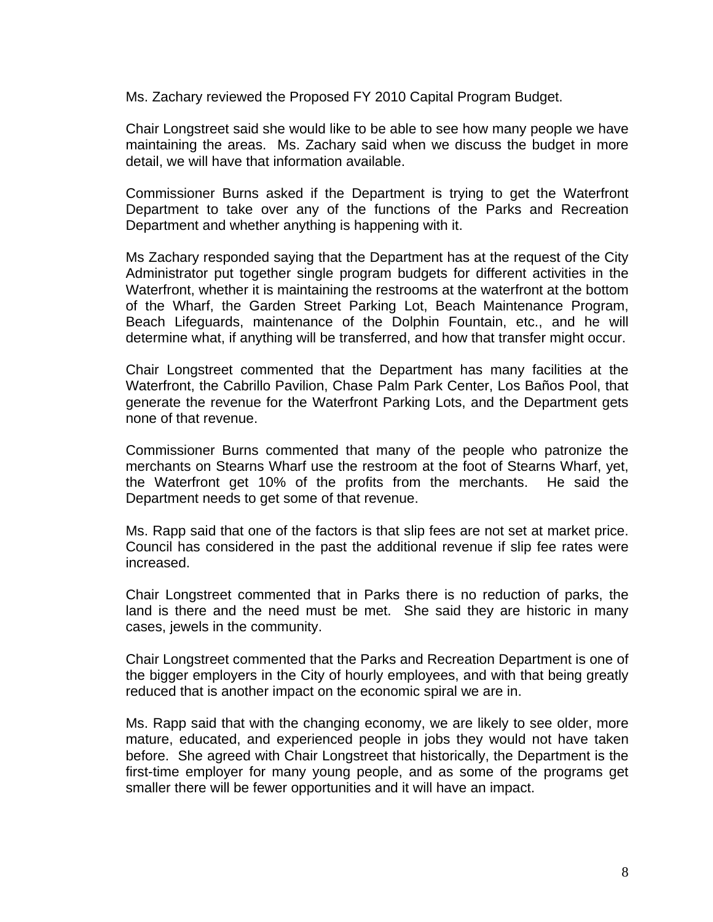Ms. Zachary reviewed the Proposed FY 2010 Capital Program Budget.

Chair Longstreet said she would like to be able to see how many people we have maintaining the areas. Ms. Zachary said when we discuss the budget in more detail, we will have that information available.

Commissioner Burns asked if the Department is trying to get the Waterfront Department to take over any of the functions of the Parks and Recreation Department and whether anything is happening with it.

Ms Zachary responded saying that the Department has at the request of the City Administrator put together single program budgets for different activities in the Waterfront, whether it is maintaining the restrooms at the waterfront at the bottom of the Wharf, the Garden Street Parking Lot, Beach Maintenance Program, Beach Lifeguards, maintenance of the Dolphin Fountain, etc., and he will determine what, if anything will be transferred, and how that transfer might occur.

Chair Longstreet commented that the Department has many facilities at the Waterfront, the Cabrillo Pavilion, Chase Palm Park Center, Los Baños Pool, that generate the revenue for the Waterfront Parking Lots, and the Department gets none of that revenue.

Commissioner Burns commented that many of the people who patronize the merchants on Stearns Wharf use the restroom at the foot of Stearns Wharf, yet, the Waterfront get 10% of the profits from the merchants. He said the Department needs to get some of that revenue.

Ms. Rapp said that one of the factors is that slip fees are not set at market price. Council has considered in the past the additional revenue if slip fee rates were increased.

Chair Longstreet commented that in Parks there is no reduction of parks, the land is there and the need must be met. She said they are historic in many cases, jewels in the community.

Chair Longstreet commented that the Parks and Recreation Department is one of the bigger employers in the City of hourly employees, and with that being greatly reduced that is another impact on the economic spiral we are in.

Ms. Rapp said that with the changing economy, we are likely to see older, more mature, educated, and experienced people in jobs they would not have taken before. She agreed with Chair Longstreet that historically, the Department is the first-time employer for many young people, and as some of the programs get smaller there will be fewer opportunities and it will have an impact.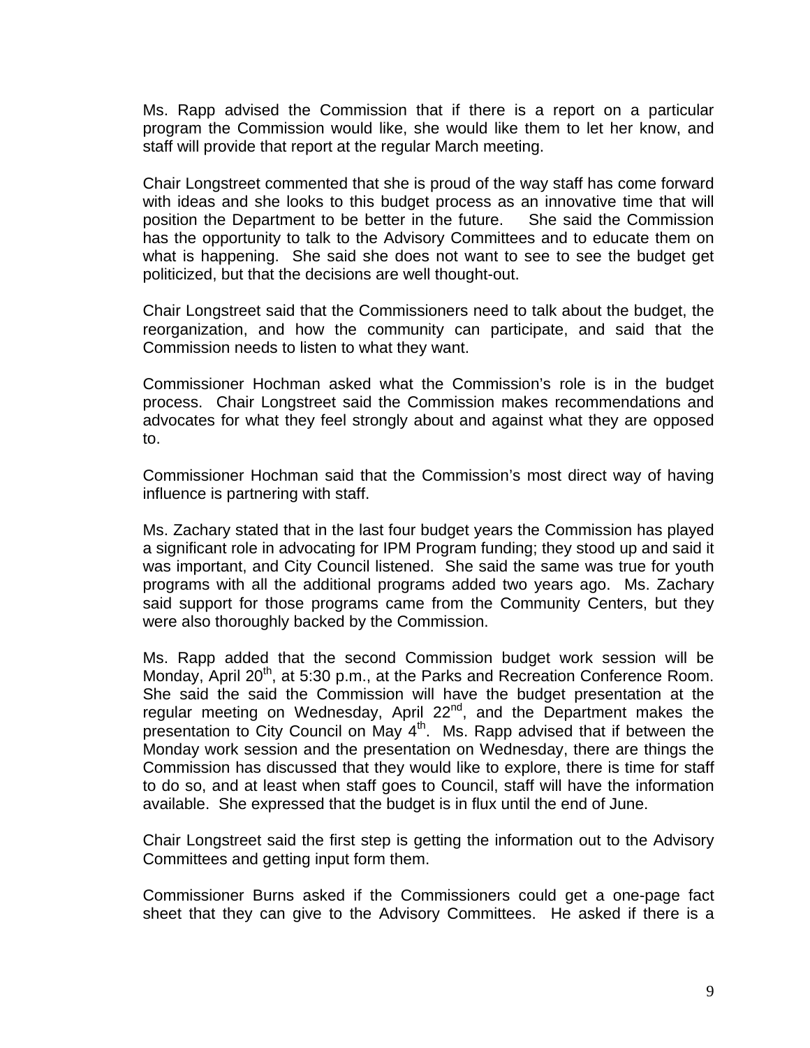Ms. Rapp advised the Commission that if there is a report on a particular program the Commission would like, she would like them to let her know, and staff will provide that report at the regular March meeting.

Chair Longstreet commented that she is proud of the way staff has come forward with ideas and she looks to this budget process as an innovative time that will position the Department to be better in the future. She said the Commission has the opportunity to talk to the Advisory Committees and to educate them on what is happening. She said she does not want to see to see the budget get politicized, but that the decisions are well thought-out.

Chair Longstreet said that the Commissioners need to talk about the budget, the reorganization, and how the community can participate, and said that the Commission needs to listen to what they want.

Commissioner Hochman asked what the Commission's role is in the budget process. Chair Longstreet said the Commission makes recommendations and advocates for what they feel strongly about and against what they are opposed to.

Commissioner Hochman said that the Commission's most direct way of having influence is partnering with staff.

Ms. Zachary stated that in the last four budget years the Commission has played a significant role in advocating for IPM Program funding; they stood up and said it was important, and City Council listened. She said the same was true for youth programs with all the additional programs added two years ago. Ms. Zachary said support for those programs came from the Community Centers, but they were also thoroughly backed by the Commission.

Ms. Rapp added that the second Commission budget work session will be Monday, April 20th, at 5:30 p.m., at the Parks and Recreation Conference Room. She said the said the Commission will have the budget presentation at the regular meeting on Wednesday, April 22nd, and the Department makes the presentation to City Council on May 4th. Ms. Rapp advised that if between the Monday work session and the presentation on Wednesday, there are things the Commission has discussed that they would like to explore, there is time for staff to do so, and at least when staff goes to Council, staff will have the information available. She expressed that the budget is in flux until the end of June.

Chair Longstreet said the first step is getting the information out to the Advisory Committees and getting input form them.

Commissioner Burns asked if the Commissioners could get a one-page fact sheet that they can give to the Advisory Committees. He asked if there is a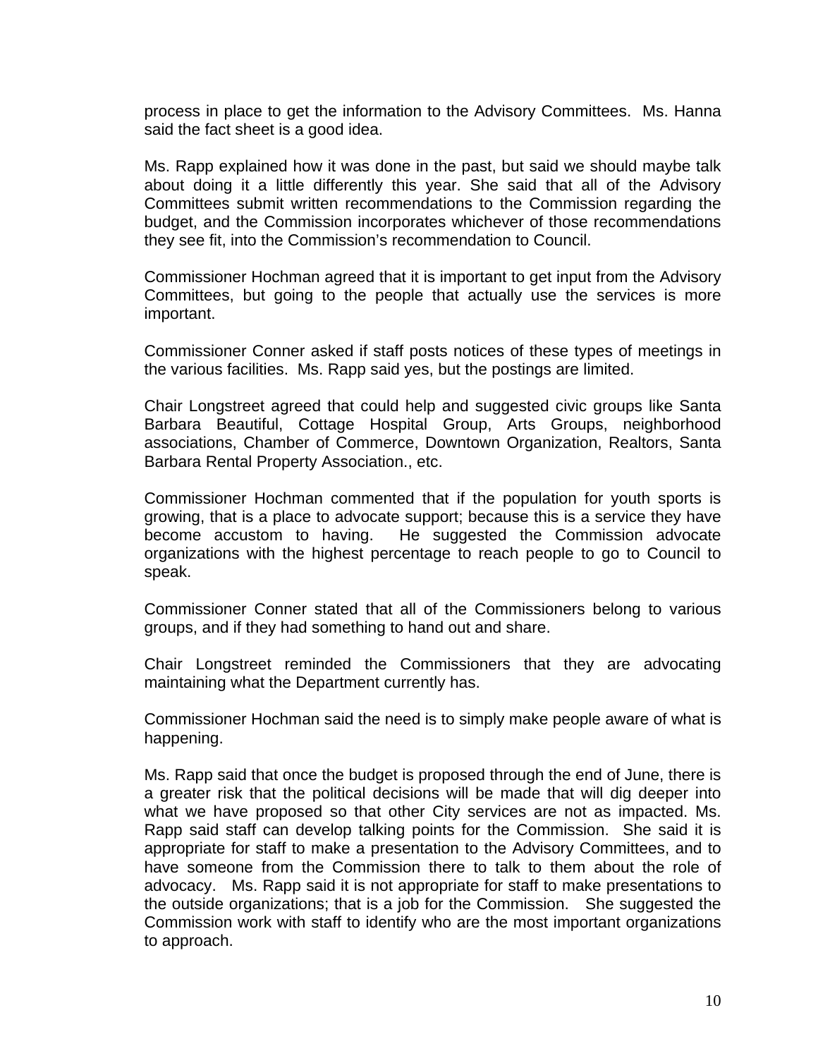process in place to get the information to the Advisory Committees. Ms. Hanna said the fact sheet is a good idea.

Ms. Rapp explained how it was done in the past, but said we should maybe talk about doing it a little differently this year. She said that all of the Advisory Committees submit written recommendations to the Commission regarding the budget, and the Commission incorporates whichever of those recommendations they see fit, into the Commission's recommendation to Council.

Commissioner Hochman agreed that it is important to get input from the Advisory Committees, but going to the people that actually use the services is more important.

Commissioner Conner asked if staff posts notices of these types of meetings in the various facilities. Ms. Rapp said yes, but the postings are limited.

Chair Longstreet agreed that could help and suggested civic groups like Santa Barbara Beautiful, Cottage Hospital Group, Arts Groups, neighborhood associations, Chamber of Commerce, Downtown Organization, Realtors, Santa Barbara Rental Property Association., etc.

Commissioner Hochman commented that if the population for youth sports is growing, that is a place to advocate support; because this is a service they have become accustom to having. He suggested the Commission advocate organizations with the highest percentage to reach people to go to Council to speak.

Commissioner Conner stated that all of the Commissioners belong to various groups, and if they had something to hand out and share.

Chair Longstreet reminded the Commissioners that they are advocating maintaining what the Department currently has.

Commissioner Hochman said the need is to simply make people aware of what is happening.

Ms. Rapp said that once the budget is proposed through the end of June, there is a greater risk that the political decisions will be made that will dig deeper into what we have proposed so that other City services are not as impacted. Ms. Rapp said staff can develop talking points for the Commission. She said it is appropriate for staff to make a presentation to the Advisory Committees, and to have someone from the Commission there to talk to them about the role of advocacy. Ms. Rapp said it is not appropriate for staff to make presentations to the outside organizations; that is a job for the Commission. She suggested the Commission work with staff to identify who are the most important organizations to approach.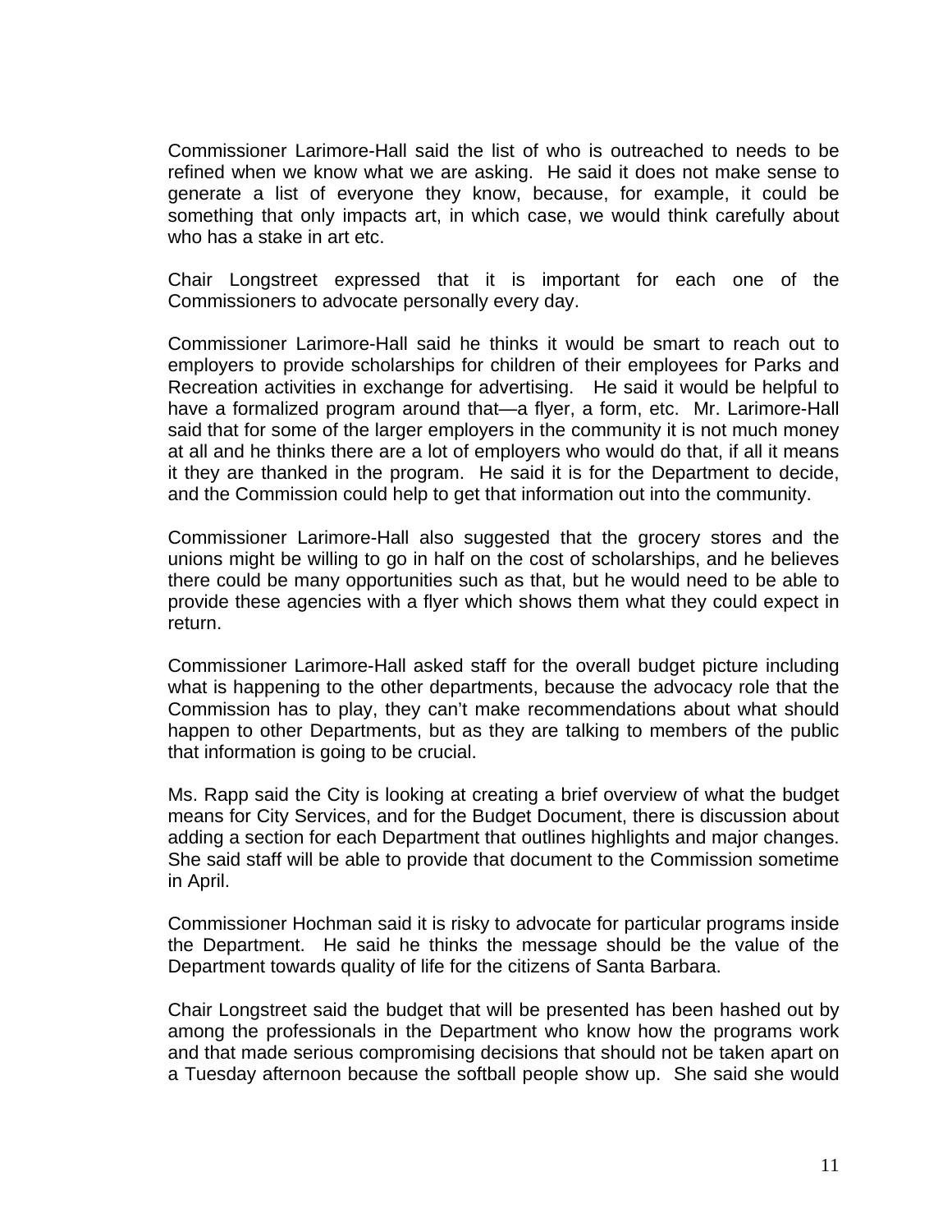Commissioner Larimore-Hall said the list of who is outreached to needs to be refined when we know what we are asking. He said it does not make sense to generate a list of everyone they know, because, for example, it could be something that only impacts art, in which case, we would think carefully about who has a stake in art etc.

Chair Longstreet expressed that it is important for each one of the Commissioners to advocate personally every day.

Commissioner Larimore-Hall said he thinks it would be smart to reach out to employers to provide scholarships for children of their employees for Parks and Recreation activities in exchange for advertising. He said it would be helpful to have a formalized program around that—a flyer, a form, etc. Mr. Larimore-Hall said that for some of the larger employers in the community it is not much money at all and he thinks there are a lot of employers who would do that, if all it means it they are thanked in the program. He said it is for the Department to decide, and the Commission could help to get that information out into the community.

Commissioner Larimore-Hall also suggested that the grocery stores and the unions might be willing to go in half on the cost of scholarships, and he believes there could be many opportunities such as that, but he would need to be able to provide these agencies with a flyer which shows them what they could expect in return.

Commissioner Larimore-Hall asked staff for the overall budget picture including what is happening to the other departments, because the advocacy role that the Commission has to play, they can't make recommendations about what should happen to other Departments, but as they are talking to members of the public that information is going to be crucial.

Ms. Rapp said the City is looking at creating a brief overview of what the budget means for City Services, and for the Budget Document, there is discussion about adding a section for each Department that outlines highlights and major changes. She said staff will be able to provide that document to the Commission sometime in April.

Commissioner Hochman said it is risky to advocate for particular programs inside the Department. He said he thinks the message should be the value of the Department towards quality of life for the citizens of Santa Barbara.

Chair Longstreet said the budget that will be presented has been hashed out by among the professionals in the Department who know how the programs work and that made serious compromising decisions that should not be taken apart on a Tuesday afternoon because the softball people show up. She said she would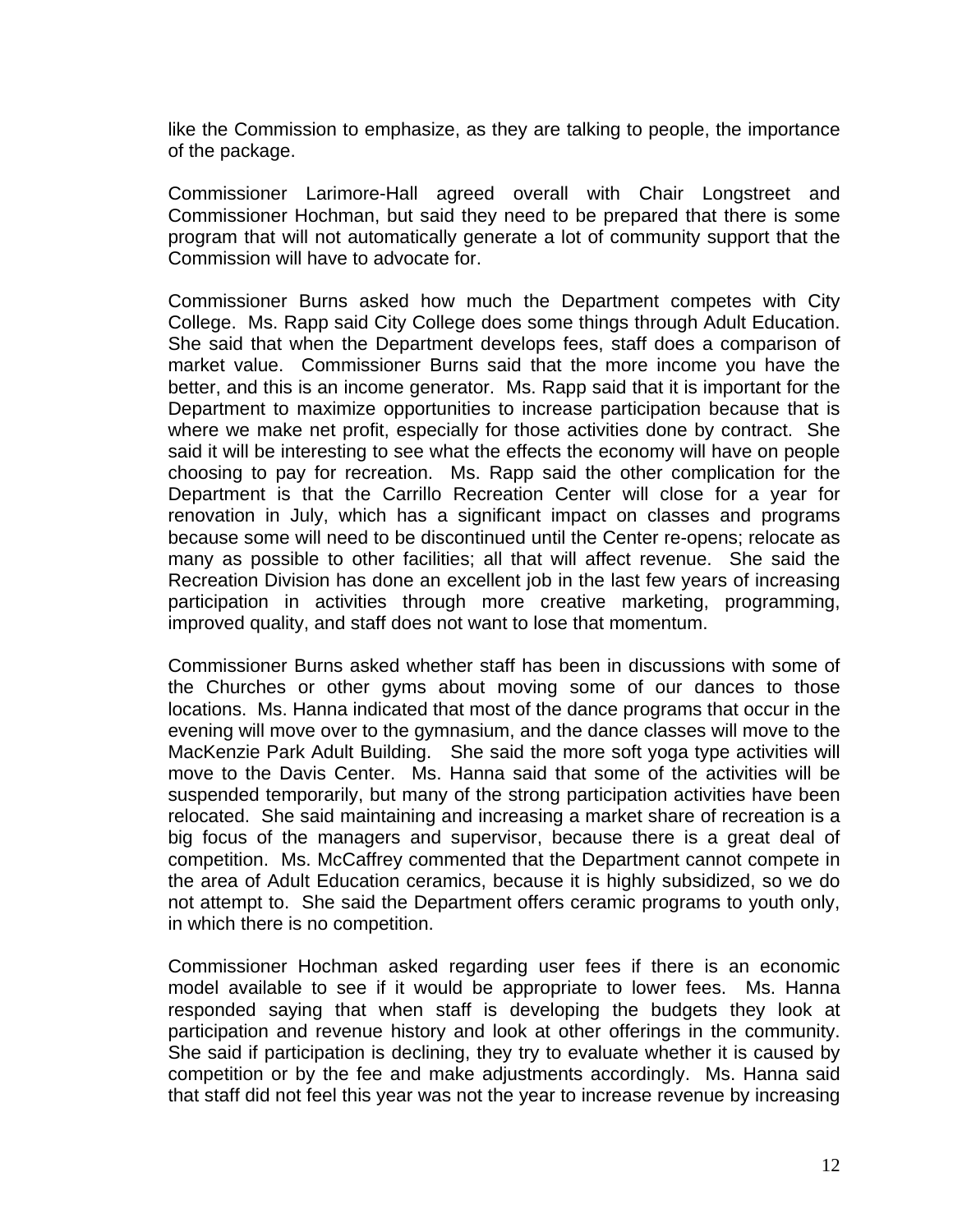like the Commission to emphasize, as they are talking to people, the importance of the package.

Commissioner Larimore-Hall agreed overall with Chair Longstreet and Commissioner Hochman, but said they need to be prepared that there is some program that will not automatically generate a lot of community support that the Commission will have to advocate for.

Commissioner Burns asked how much the Department competes with City College. Ms. Rapp said City College does some things through Adult Education. She said that when the Department develops fees, staff does a comparison of market value. Commissioner Burns said that the more income you have the better, and this is an income generator. Ms. Rapp said that it is important for the Department to maximize opportunities to increase participation because that is where we make net profit, especially for those activities done by contract. She said it will be interesting to see what the effects the economy will have on people choosing to pay for recreation. Ms. Rapp said the other complication for the Department is that the Carrillo Recreation Center will close for a year for renovation in July, which has a significant impact on classes and programs because some will need to be discontinued until the Center re-opens; relocate as many as possible to other facilities; all that will affect revenue. She said the Recreation Division has done an excellent job in the last few years of increasing participation in activities through more creative marketing, programming, improved quality, and staff does not want to lose that momentum.

Commissioner Burns asked whether staff has been in discussions with some of the Churches or other gyms about moving some of our dances to those locations. Ms. Hanna indicated that most of the dance programs that occur in the evening will move over to the gymnasium, and the dance classes will move to the MacKenzie Park Adult Building. She said the more soft yoga type activities will move to the Davis Center. Ms. Hanna said that some of the activities will be suspended temporarily, but many of the strong participation activities have been relocated. She said maintaining and increasing a market share of recreation is a big focus of the managers and supervisor, because there is a great deal of competition. Ms. McCaffrey commented that the Department cannot compete in the area of Adult Education ceramics, because it is highly subsidized, so we do not attempt to. She said the Department offers ceramic programs to youth only, in which there is no competition.

Commissioner Hochman asked regarding user fees if there is an economic model available to see if it would be appropriate to lower fees. Ms. Hanna responded saying that when staff is developing the budgets they look at participation and revenue history and look at other offerings in the community. She said if participation is declining, they try to evaluate whether it is caused by competition or by the fee and make adjustments accordingly. Ms. Hanna said that staff did not feel this year was not the year to increase revenue by increasing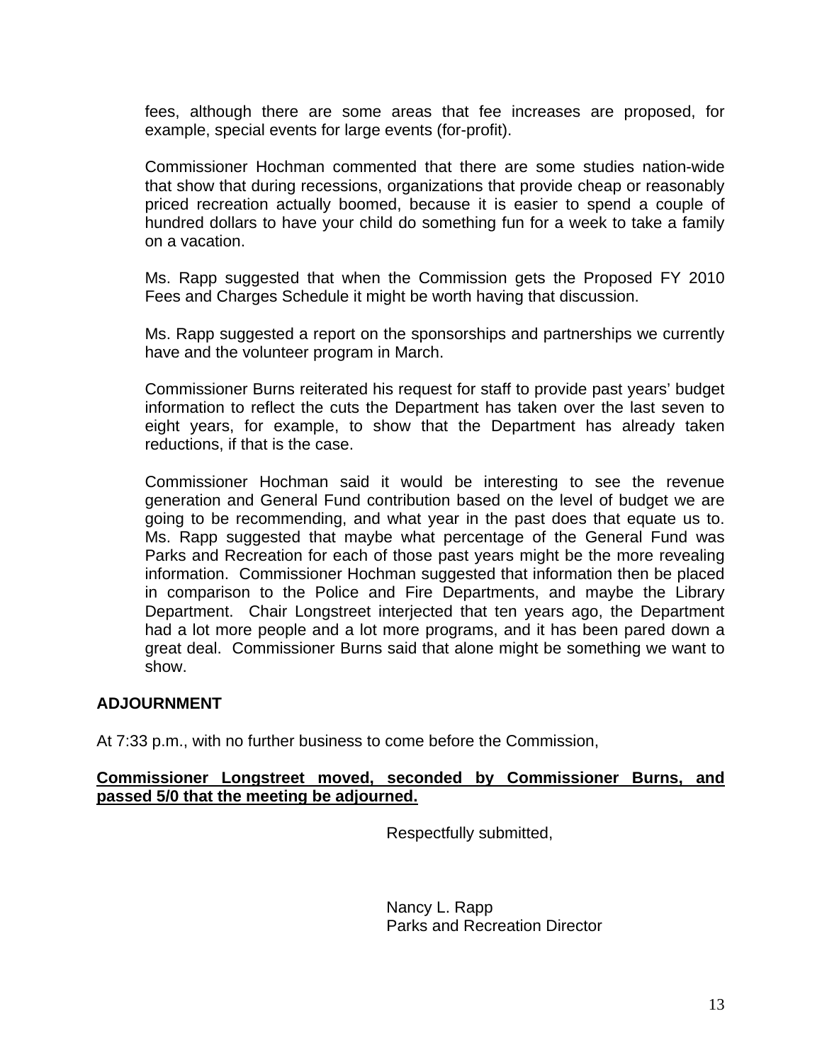fees, although there are some areas that fee increases are proposed, for example, special events for large events (for-profit).

Commissioner Hochman commented that there are some studies nation-wide that show that during recessions, organizations that provide cheap or reasonably priced recreation actually boomed, because it is easier to spend a couple of hundred dollars to have your child do something fun for a week to take a family on a vacation.

Ms. Rapp suggested that when the Commission gets the Proposed FY 2010 Fees and Charges Schedule it might be worth having that discussion.

Ms. Rapp suggested a report on the sponsorships and partnerships we currently have and the volunteer program in March.

Commissioner Burns reiterated his request for staff to provide past years' budget information to reflect the cuts the Department has taken over the last seven to eight years, for example, to show that the Department has already taken reductions, if that is the case.

Commissioner Hochman said it would be interesting to see the revenue generation and General Fund contribution based on the level of budget we are going to be recommending, and what year in the past does that equate us to. Ms. Rapp suggested that maybe what percentage of the General Fund was Parks and Recreation for each of those past years might be the more revealing information. Commissioner Hochman suggested that information then be placed in comparison to the Police and Fire Departments, and maybe the Library Department. Chair Longstreet interjected that ten years ago, the Department had a lot more people and a lot more programs, and it has been pared down a great deal. Commissioner Burns said that alone might be something we want to show.

**ADJOURNMENT**

At 7:33 p.m., with no further business to come before the Commission,

**Commissioner Longstreet moved, seconded by Commissioner Burns, and passed 5/0 that the meeting be adjourned.**

Respectfully submitted,

Nancy L. Rapp
Parks and Recreation Director